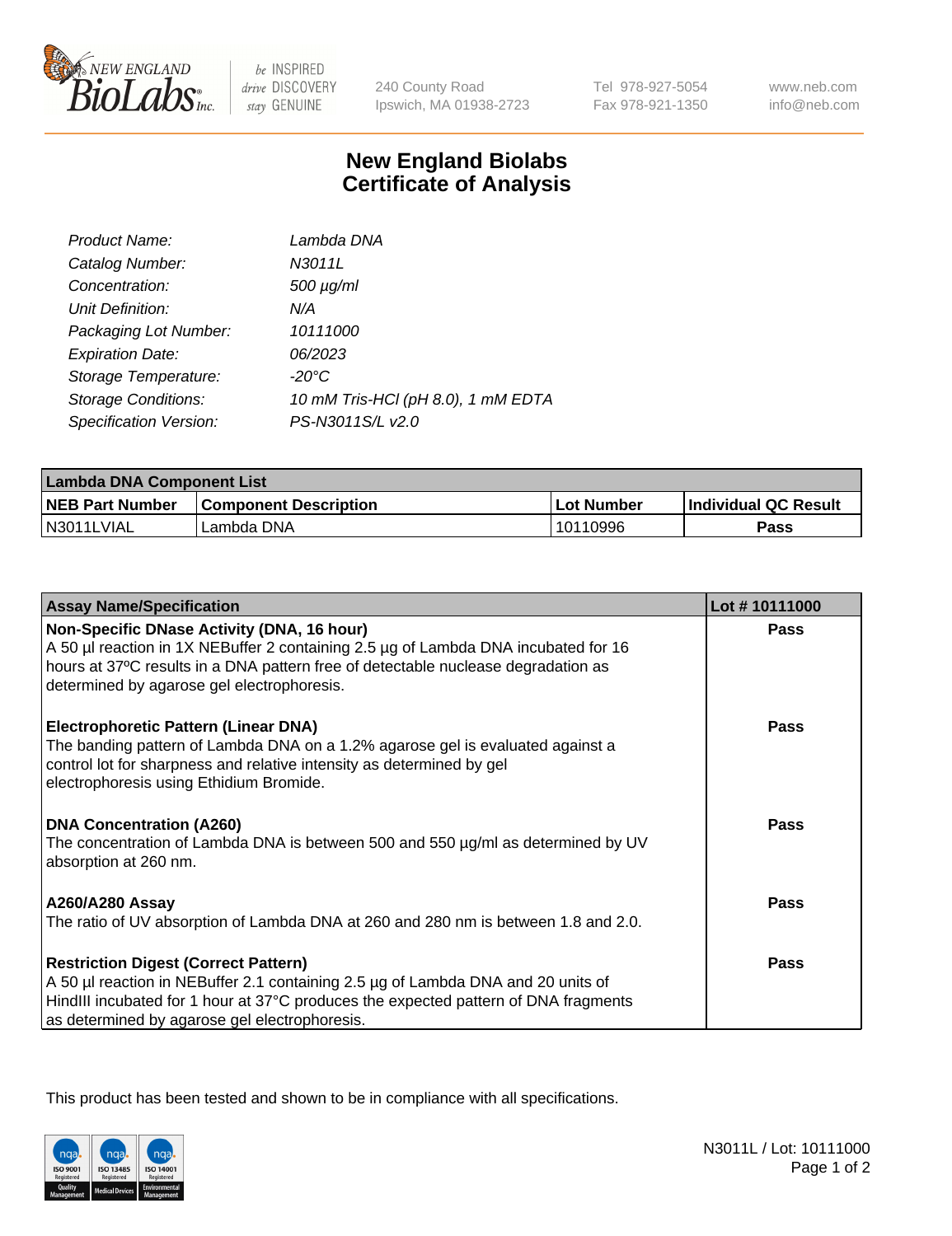# New England Biolabs Certificate of Analysis

| | |
|---|---|
| *Product Name:* | *Lambda DNA* |
| *Catalog Number:* | *N3011L* |
| *Concentration:* | *500 µg/ml* |
| *Unit Definition:* | *N/A* |
| *Packaging Lot Number:* | *10111000* |
| *Expiration Date:* | *06/2023* |
| *Storage Temperature:* | *-20°C* |
| *Storage Conditions:* | *10 mM Tris-HCl (pH 8.0), 1 mM EDTA* |
| *Specification Version:* | *PS-N3011S/L v2.0* |

| Lambda DNA Component List | | | |
|---|---|---|---|
| **NEB Part Number** | **Component Description** | **Lot Number** | **Individual QC Result** |
| N3011LVIAL | Lambda DNA | 10110996 | **Pass** |

| Assay Name/Specification | Lot # 10111000 |
|---|---|
| **Non-Specific DNase Activity (DNA, 16 hour)** A 50 µl reaction in 1X NEBuffer 2 containing 2.5 µg of Lambda DNA incubated for 16 hours at 37ºC results in a DNA pattern free of detectable nuclease degradation as determined by agarose gel electrophoresis. | **Pass** |
| **Electrophoretic Pattern (Linear DNA)** The banding pattern of Lambda DNA on a 1.2% agarose gel is evaluated against a control lot for sharpness and relative intensity as determined by gel electrophoresis using Ethidium Bromide. | **Pass** |
| **DNA Concentration (A260)** The concentration of Lambda DNA is between 500 and 550 µg/ml as determined by UV absorption at 260 nm. | **Pass** |
| **A260/A280 Assay** The ratio of UV absorption of Lambda DNA at 260 and 280 nm is between 1.8 and 2.0. | **Pass** |
| **Restriction Digest (Correct Pattern)** A 50 µl reaction in NEBuffer 2.1 containing 2.5 µg of Lambda DNA and 20 units of HindIII incubated for 1 hour at 37°C produces the expected pattern of DNA fragments as determined by agarose gel electrophoresis. | **Pass** |

This product has been tested and shown to be in compliance with all specifications.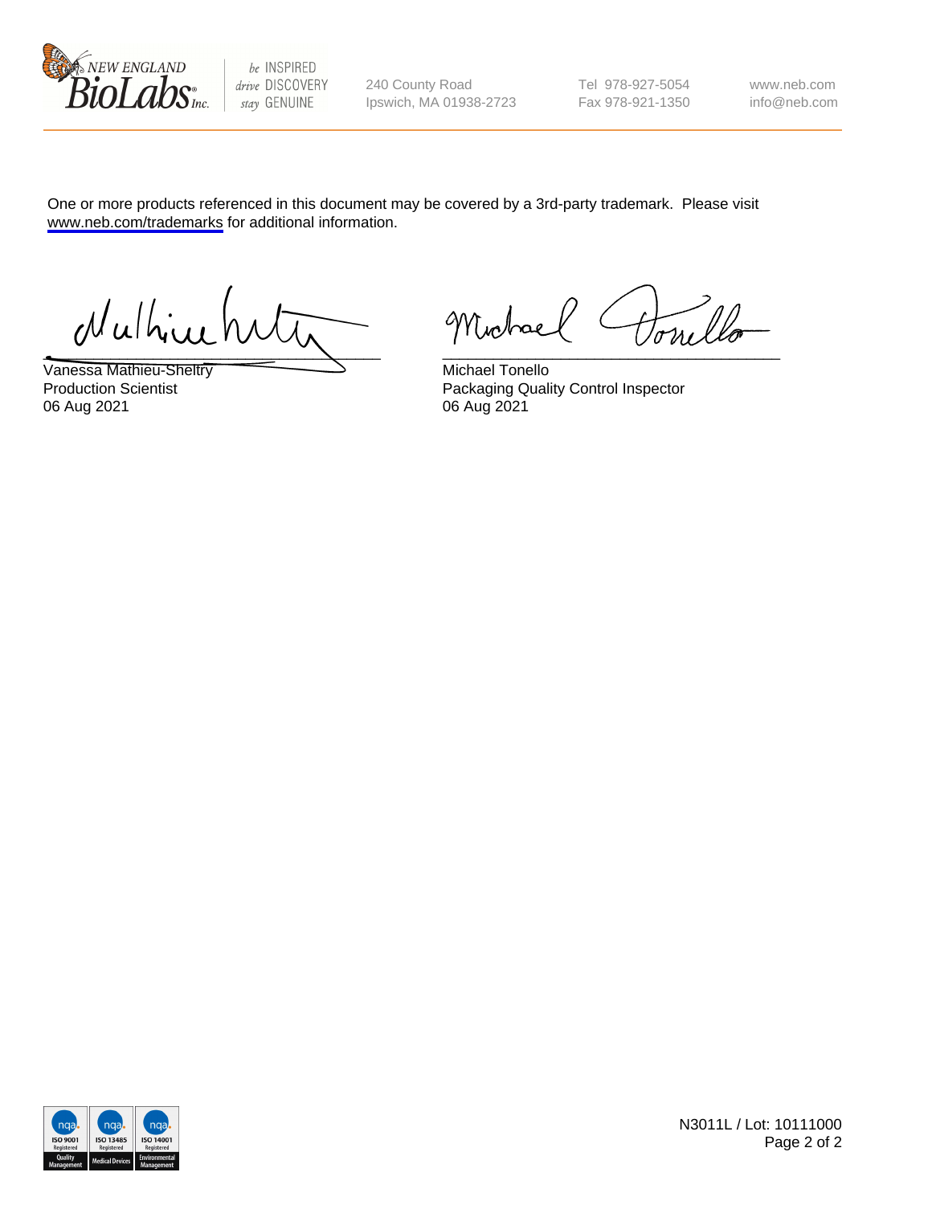One or more products referenced in this document may be covered by a 3rd-party trademark. Please visit www.neb.com/trademarks for additional information.

| | |
|---|---|
| Vanessa Mathieu-Sheltry | Michael Tonello |
| Production Scientist | Packaging Quality Control Inspector |
| 06 Aug 2021 | 06 Aug 2021 |

N3011L / Lot: 10111000